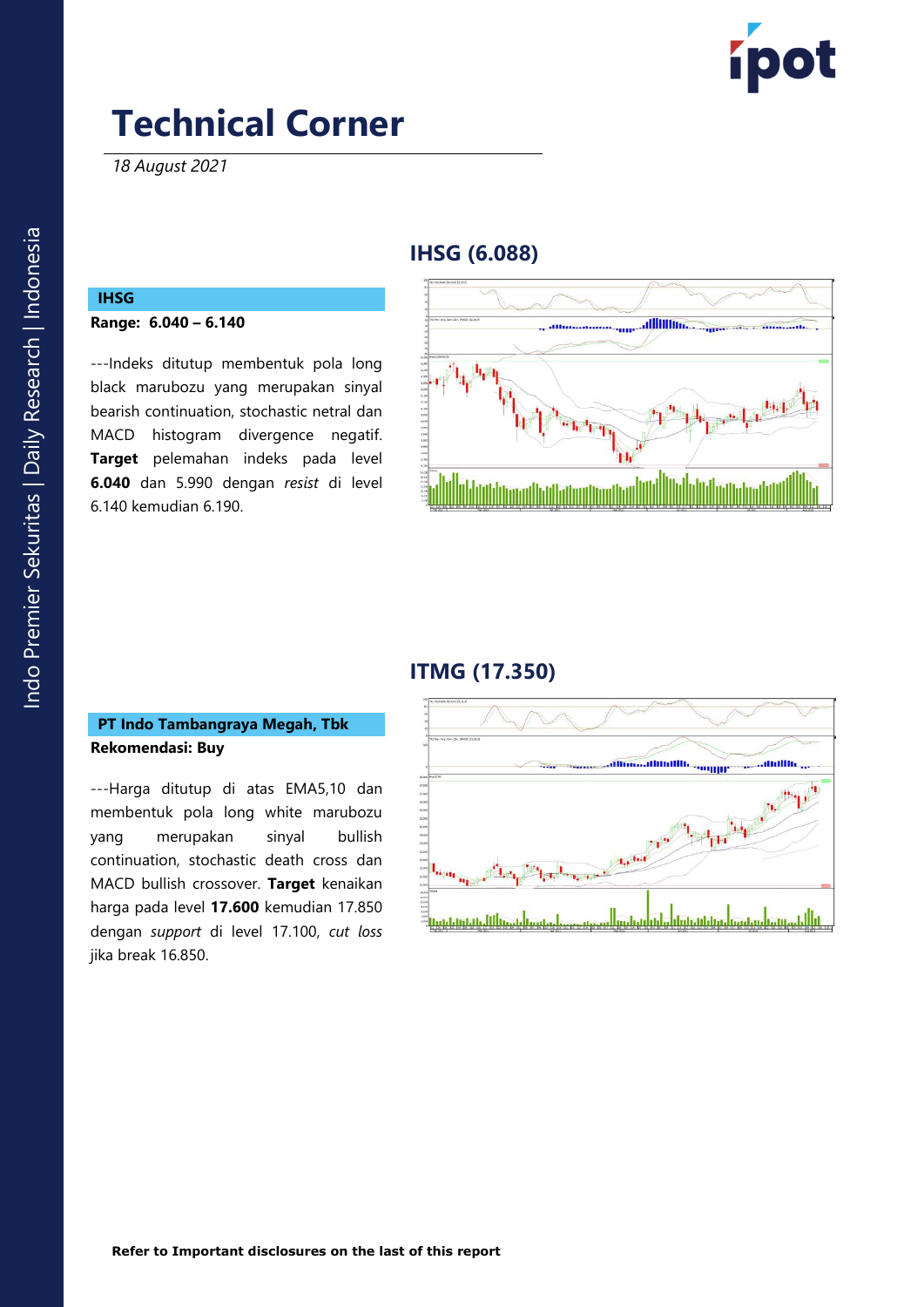# Technical Corner

*18 August 2021*

## IHSG (6.088)

**IHSG**

**Range: 6.040 – 6.140**

---Indeks ditutup membentuk pola long black marubozu yang merupakan sinyal bearish continuation, stochastic netral dan MACD histogram divergence negatif. **Target** pelemahan indeks pada level **6.040** dan 5.990 dengan *resist* di level 6.140 kemudian 6.190.

## ITMG (17.350)

**PT Indo Tambangraya Megah, Tbk**

**Rekomendasi: Buy**

---Harga ditutup di atas EMA5,10 dan membentuk pola long white marubozu yang merupakan sinyal bullish continuation, stochastic death cross dan MACD bullish crossover. **Target** kenaikan harga pada level **17.600** kemudian 17.850 dengan *support* di level 17.100, *cut loss* jika break 16.850.

**Refer to Important disclosures on the last of this report**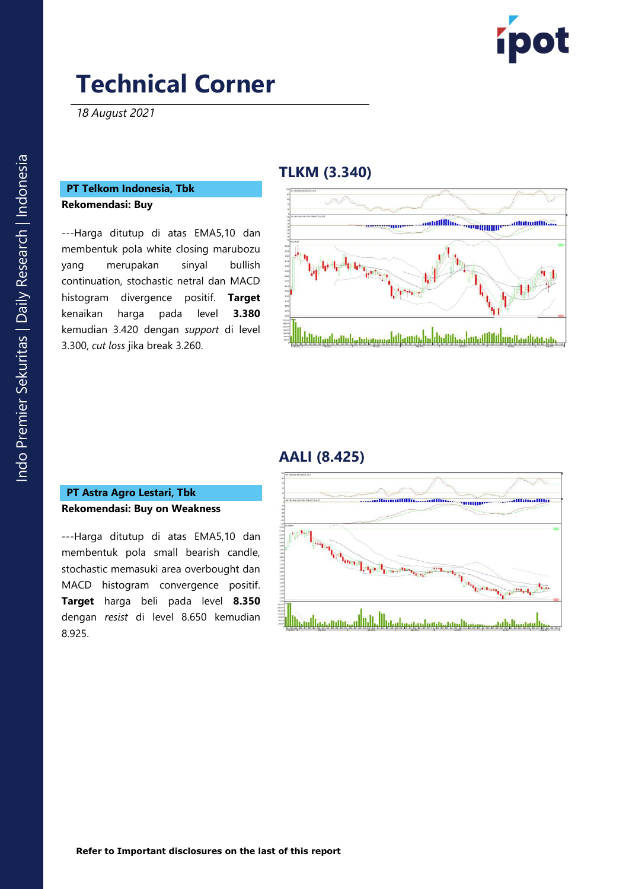# Technical Corner

*18 August 2021*

## TLKM (3.340)

**PT Telkom Indonesia, Tbk**

**Rekomendasi: Buy**

---Harga ditutup di atas EMA5,10 dan membentuk pola white closing marubozu yang merupakan sinyal bullish continuation, stochastic netral dan MACD histogram divergence positif. **Target** kenaikan harga pada level **3.380** kemudian 3.420 dengan *support* di level 3.300, *cut loss* jika break 3.260.

## AALI (8.425)

**PT Astra Agro Lestari, Tbk**

**Rekomendasi: Buy on Weakness**

---Harga ditutup di atas EMA5,10 dan membentuk pola small bearish candle, stochastic memasuki area overbought dan MACD histogram convergence positif. **Target** harga beli pada level **8.350** dengan *resist* di level 8.650 kemudian 8.925.

**Refer to Important disclosures on the last of this report**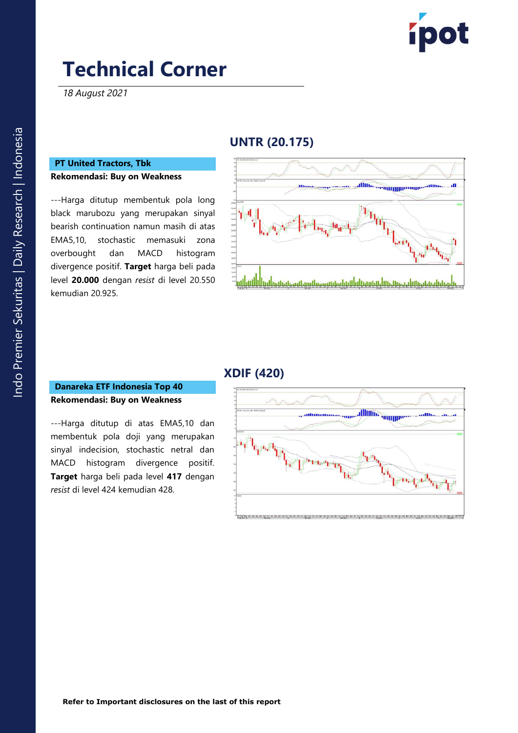# Technical Corner

*18 August 2021*

## UNTR (20.175)

**PT United Tractors, Tbk**

**Rekomendasi: Buy on Weakness**

---Harga ditutup membentuk pola long black marubozu yang merupakan sinyal bearish continuation namun masih di atas EMA5,10, stochastic memasuki zona overbought dan MACD histogram divergence positif. **Target** harga beli pada level **20.000** dengan *resist* di level 20.550 kemudian 20.925.

## XDIF (420)

**Danareka ETF Indonesia Top 40**

**Rekomendasi: Buy on Weakness**

---Harga ditutup di atas EMA5,10 dan membentuk pola doji yang merupakan sinyal indecision, stochastic netral dan MACD histogram divergence positif. **Target** harga beli pada level **417** dengan *resist* di level 424 kemudian 428.

**Refer to Important disclosures on the last of this report**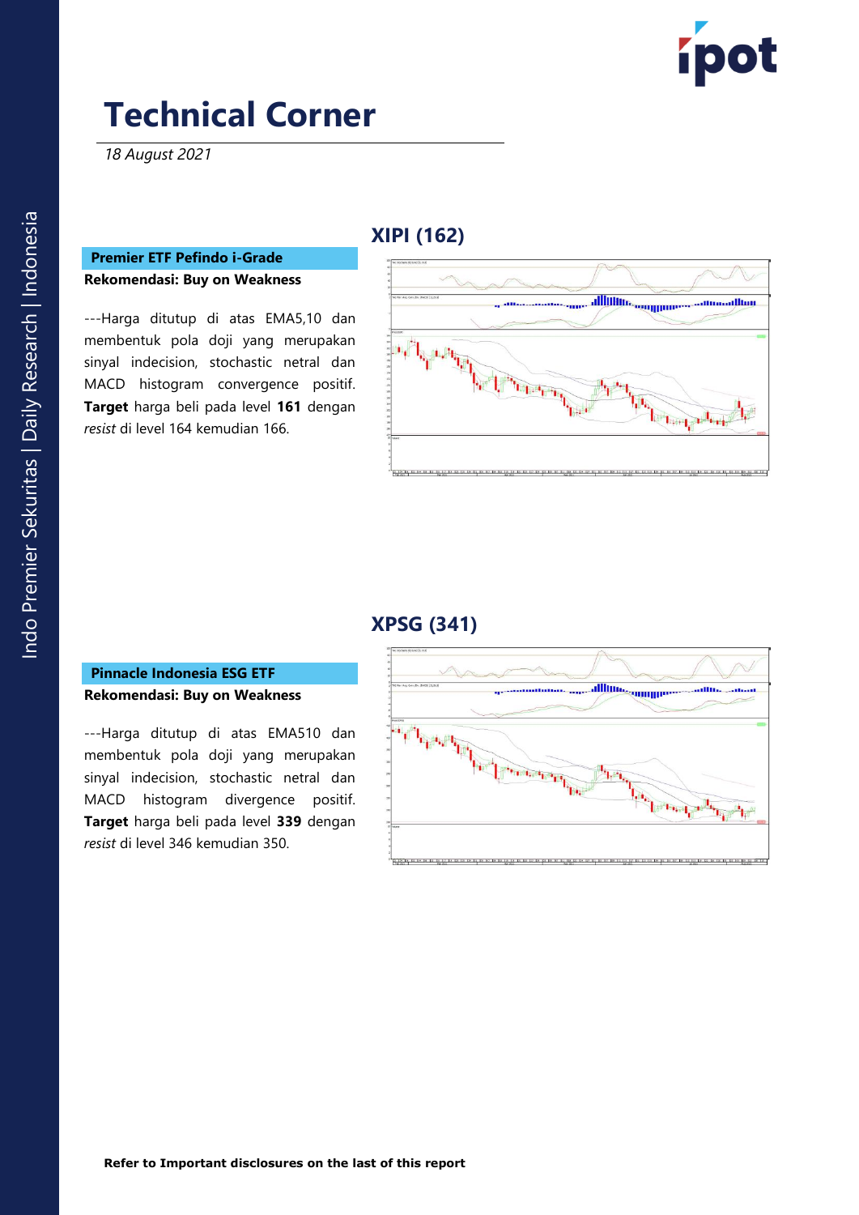# Technical Corner

*18 August 2021*

## XIPI (162)

**Premier ETF Pefindo i-Grade**

**Rekomendasi: Buy on Weakness**

---Harga ditutup di atas EMA5,10 dan membentuk pola doji yang merupakan sinyal indecision, stochastic netral dan MACD histogram convergence positif. **Target** harga beli pada level **161** dengan *resist* di level 164 kemudian 166.

## XPSG (341)

**Pinnacle Indonesia ESG ETF**

**Rekomendasi: Buy on Weakness**

---Harga ditutup di atas EMA510 dan membentuk pola doji yang merupakan sinyal indecision, stochastic netral dan MACD histogram divergence positif. **Target** harga beli pada level **339** dengan *resist* di level 346 kemudian 350.

**Refer to Important disclosures on the last of this report**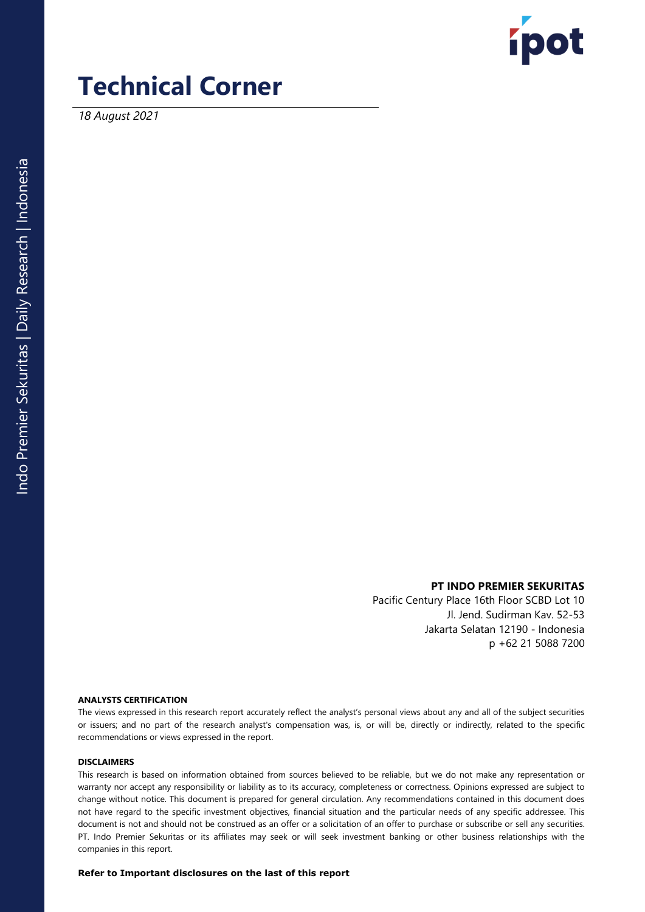# Technical Corner

*18 August 2021*

**PT INDO PREMIER SEKURITAS**
Pacific Century Place 16th Floor SCBD Lot 10
Jl. Jend. Sudirman Kav. 52-53
Jakarta Selatan 12190 - Indonesia
p +62 21 5088 7200

**ANALYSTS CERTIFICATION**

The views expressed in this research report accurately reflect the analyst's personal views about any and all of the subject securities or issuers; and no part of the research analyst's compensation was, is, or will be, directly or indirectly, related to the specific recommendations or views expressed in the report.

**DISCLAIMERS**

This research is based on information obtained from sources believed to be reliable, but we do not make any representation or warranty nor accept any responsibility or liability as to its accuracy, completeness or correctness. Opinions expressed are subject to change without notice. This document is prepared for general circulation. Any recommendations contained in this document does not have regard to the specific investment objectives, financial situation and the particular needs of any specific addressee. This document is not and should not be construed as an offer or a solicitation of an offer to purchase or subscribe or sell any securities. PT. Indo Premier Sekuritas or its affiliates may seek or will seek investment banking or other business relationships with the companies in this report.

**Refer to Important disclosures on the last of this report**